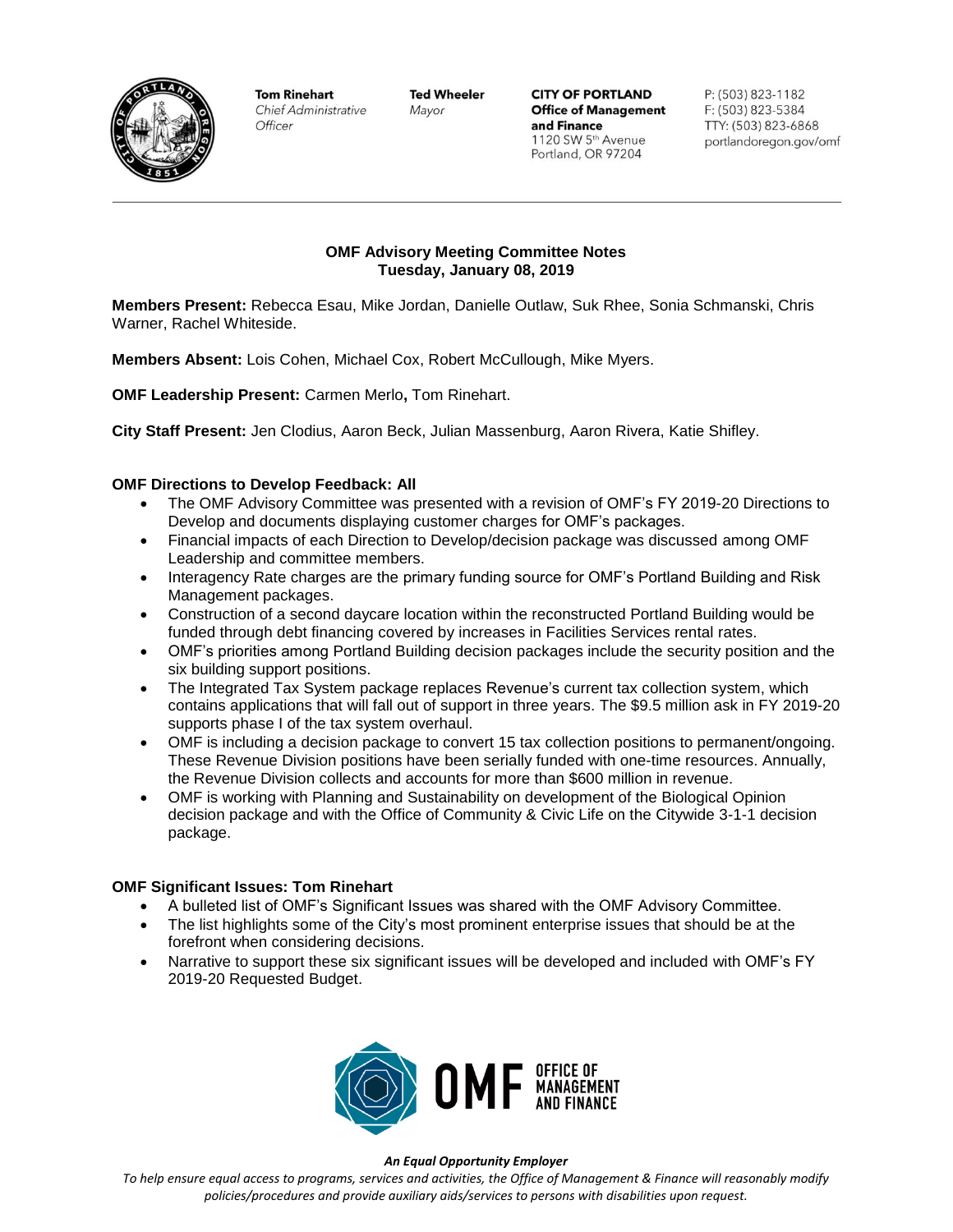**Tom Rinehart**
*Chief Administrative Officer*

**Ted Wheeler**
*Mayor*

**CITY OF PORTLAND**
**Office of Management and Finance**
1120 SW 5th Avenue
Portland, OR 97204

P: (503) 823-1182
F: (503) 823-5384
TTY: (503) 823-6868
portlandoregon.gov/omf

---

## OMF Advisory Meeting Committee Notes
## Tuesday, January 08, 2019

**Members Present:** Rebecca Esau, Mike Jordan, Danielle Outlaw, Suk Rhee, Sonia Schmanski, Chris Warner, Rachel Whiteside.

**Members Absent:** Lois Cohen, Michael Cox, Robert McCullough, Mike Myers.

**OMF Leadership Present:** Carmen Merlo**,** Tom Rinehart.

**City Staff Present:** Jen Clodius, Aaron Beck, Julian Massenburg, Aaron Rivera, Katie Shifley.

### OMF Directions to Develop Feedback: All

- The OMF Advisory Committee was presented with a revision of OMF's FY 2019-20 Directions to Develop and documents displaying customer charges for OMF's packages.
- Financial impacts of each Direction to Develop/decision package was discussed among OMF Leadership and committee members.
- Interagency Rate charges are the primary funding source for OMF's Portland Building and Risk Management packages.
- Construction of a second daycare location within the reconstructed Portland Building would be funded through debt financing covered by increases in Facilities Services rental rates.
- OMF's priorities among Portland Building decision packages include the security position and the six building support positions.
- The Integrated Tax System package replaces Revenue's current tax collection system, which contains applications that will fall out of support in three years. The $9.5 million ask in FY 2019-20 supports phase I of the tax system overhaul.
- OMF is including a decision package to convert 15 tax collection positions to permanent/ongoing. These Revenue Division positions have been serially funded with one-time resources. Annually, the Revenue Division collects and accounts for more than $600 million in revenue.
- OMF is working with Planning and Sustainability on development of the Biological Opinion decision package and with the Office of Community & Civic Life on the Citywide 3-1-1 decision package.

### OMF Significant Issues: Tom Rinehart

- A bulleted list of OMF's Significant Issues was shared with the OMF Advisory Committee.
- The list highlights some of the City's most prominent enterprise issues that should be at the forefront when considering decisions.
- Narrative to support these six significant issues will be developed and included with OMF's FY 2019-20 Requested Budget.

OMF OFFICE OF MANAGEMENT AND FINANCE

***An Equal Opportunity Employer***

*To help ensure equal access to programs, services and activities, the Office of Management & Finance will reasonably modify policies/procedures and provide auxiliary aids/services to persons with disabilities upon request.*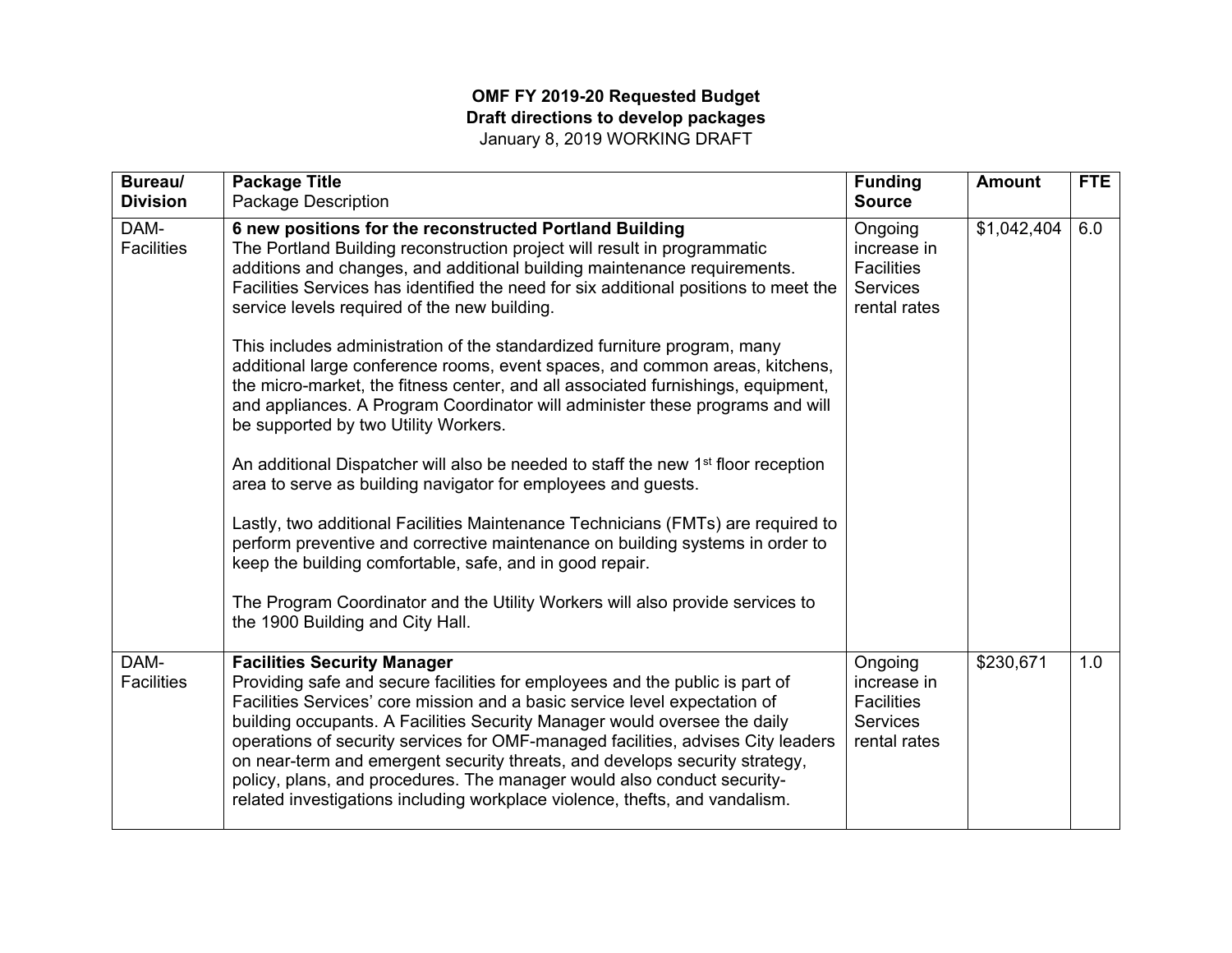**OMF FY 2019-20 Requested Budget**
**Draft directions to develop packages**
January 8, 2019 WORKING DRAFT

| Bureau/ Division | Package Title<br>Package Description | Funding Source | Amount | FTE |
|---|---|---|---|---|
| DAM-Facilities | **6 new positions for the reconstructed Portland Building**<br>The Portland Building reconstruction project will result in programmatic additions and changes, and additional building maintenance requirements. Facilities Services has identified the need for six additional positions to meet the service levels required of the new building.<br><br>This includes administration of the standardized furniture program, many additional large conference rooms, event spaces, and common areas, kitchens, the micro-market, the fitness center, and all associated furnishings, equipment, and appliances. A Program Coordinator will administer these programs and will be supported by two Utility Workers.<br><br>An additional Dispatcher will also be needed to staff the new 1st floor reception area to serve as building navigator for employees and guests.<br><br>Lastly, two additional Facilities Maintenance Technicians (FMTs) are required to perform preventive and corrective maintenance on building systems in order to keep the building comfortable, safe, and in good repair.<br><br>The Program Coordinator and the Utility Workers will also provide services to the 1900 Building and City Hall. | Ongoing increase in Facilities Services rental rates | $1,042,404 | 6.0 |
| DAM-Facilities | **Facilities Security Manager**<br>Providing safe and secure facilities for employees and the public is part of Facilities Services' core mission and a basic service level expectation of building occupants. A Facilities Security Manager would oversee the daily operations of security services for OMF-managed facilities, advises City leaders on near-term and emergent security threats, and develops security strategy, policy, plans, and procedures. The manager would also conduct security-related investigations including workplace violence, thefts, and vandalism. | Ongoing increase in Facilities Services rental rates | $230,671 | 1.0 |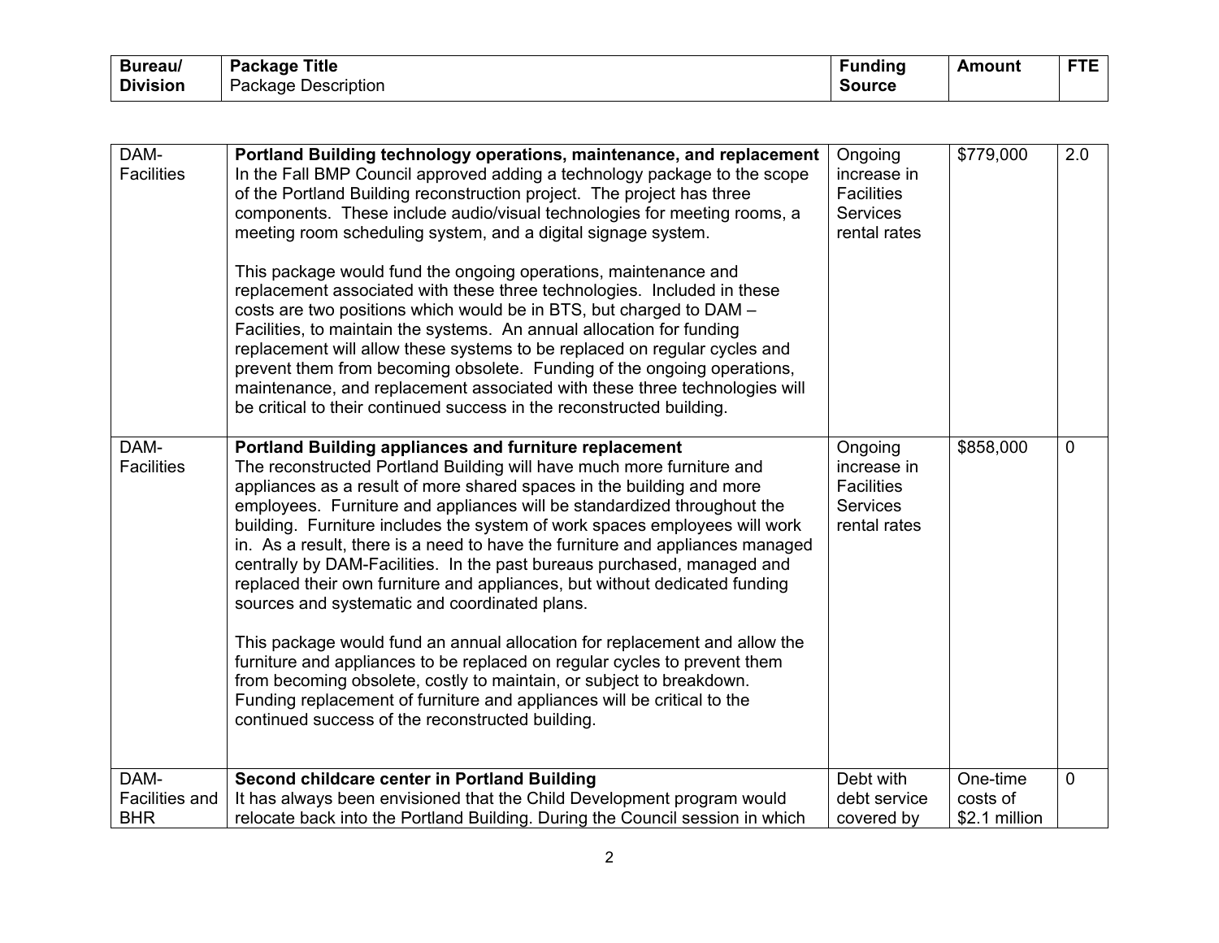| Bureau/ Division | **Package Title** Package Description | Funding Source | Amount | FTE |
|---|---|---|---|---|
| DAM-Facilities | **Portland Building technology operations, maintenance, and replacement** In the Fall BMP Council approved adding a technology package to the scope of the Portland Building reconstruction project. The project has three components. These include audio/visual technologies for meeting rooms, a meeting room scheduling system, and a digital signage system. <br><br> This package would fund the ongoing operations, maintenance and replacement associated with these three technologies. Included in these costs are two positions which would be in BTS, but charged to DAM – Facilities, to maintain the systems. An annual allocation for funding replacement will allow these systems to be replaced on regular cycles and prevent them from becoming obsolete. Funding of the ongoing operations, maintenance, and replacement associated with these three technologies will be critical to their continued success in the reconstructed building. | Ongoing increase in Facilities Services rental rates | $779,000 | 2.0 |
| DAM-Facilities | **Portland Building appliances and furniture replacement** The reconstructed Portland Building will have much more furniture and appliances as a result of more shared spaces in the building and more employees. Furniture and appliances will be standardized throughout the building. Furniture includes the system of work spaces employees will work in. As a result, there is a need to have the furniture and appliances managed centrally by DAM-Facilities. In the past bureaus purchased, managed and replaced their own furniture and appliances, but without dedicated funding sources and systematic and coordinated plans. <br><br> This package would fund an annual allocation for replacement and allow the furniture and appliances to be replaced on regular cycles to prevent them from becoming obsolete, costly to maintain, or subject to breakdown. Funding replacement of furniture and appliances will be critical to the continued success of the reconstructed building. | Ongoing increase in Facilities Services rental rates | $858,000 | 0 |
| DAM-Facilities and BHR | **Second childcare center in Portland Building** It has always been envisioned that the Child Development program would relocate back into the Portland Building. During the Council session in which | Debt with debt service covered by | One-time costs of $2.1 million | 0 |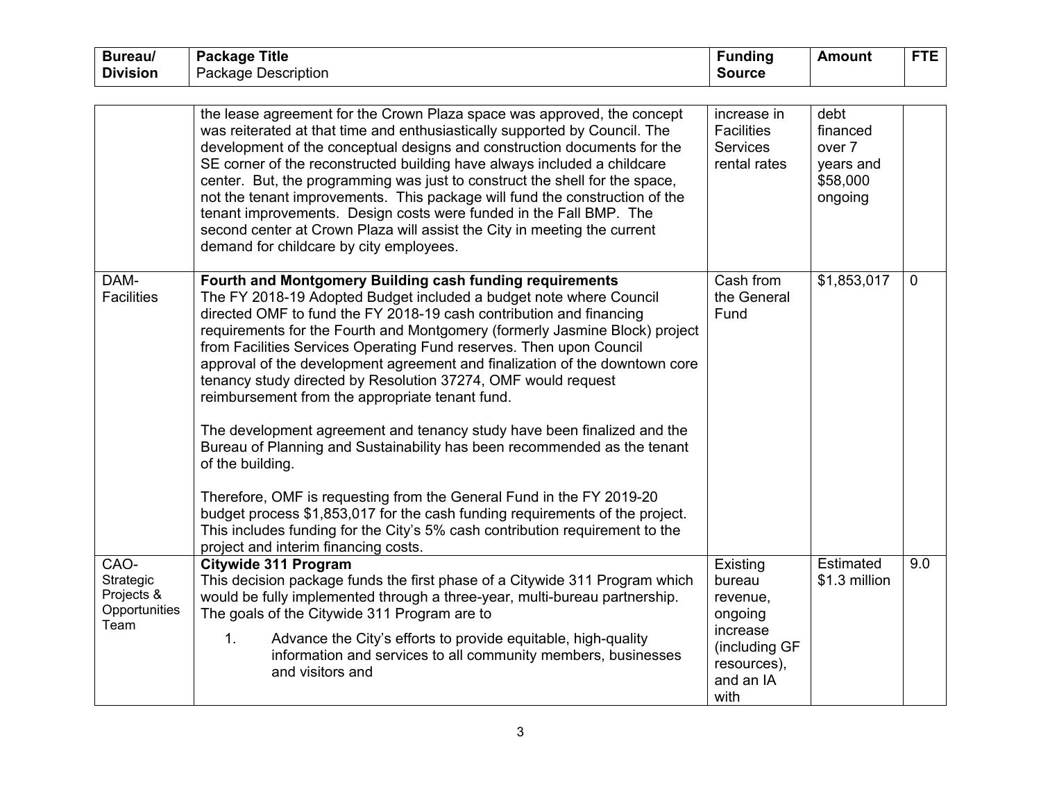| Bureau/ Division | Package Title<br>Package Description | Funding Source | Amount | FTE |
|---|---|---|---|---|
| | the lease agreement for the Crown Plaza space was approved, the concept was reiterated at that time and enthusiastically supported by Council. The development of the conceptual designs and construction documents for the SE corner of the reconstructed building have always included a childcare center. But, the programming was just to construct the shell for the space, not the tenant improvements. This package will fund the construction of the tenant improvements. Design costs were funded in the Fall BMP. The second center at Crown Plaza will assist the City in meeting the current demand for childcare by city employees. | increase in Facilities Services rental rates | debt financed over 7 years and $58,000 ongoing | |
| DAM-Facilities | **Fourth and Montgomery Building cash funding requirements**<br>The FY 2018-19 Adopted Budget included a budget note where Council directed OMF to fund the FY 2018-19 cash contribution and financing requirements for the Fourth and Montgomery (formerly Jasmine Block) project from Facilities Services Operating Fund reserves. Then upon Council approval of the development agreement and finalization of the downtown core tenancy study directed by Resolution 37274, OMF would request reimbursement from the appropriate tenant fund.<br><br>The development agreement and tenancy study have been finalized and the Bureau of Planning and Sustainability has been recommended as the tenant of the building.<br><br>Therefore, OMF is requesting from the General Fund in the FY 2019-20 budget process $1,853,017 for the cash funding requirements of the project. This includes funding for the City's 5% cash contribution requirement to the project and interim financing costs. | Cash from the General Fund | $1,853,017 | 0 |
| CAO-Strategic Projects & Opportunities Team | **Citywide 311 Program**<br>This decision package funds the first phase of a Citywide 311 Program which would be fully implemented through a three-year, multi-bureau partnership. The goals of the Citywide 311 Program are to<br>1. Advance the City's efforts to provide equitable, high-quality information and services to all community members, businesses and visitors and | Existing bureau revenue, ongoing increase (including GF resources), and an IA with | Estimated $1.3 million | 9.0 |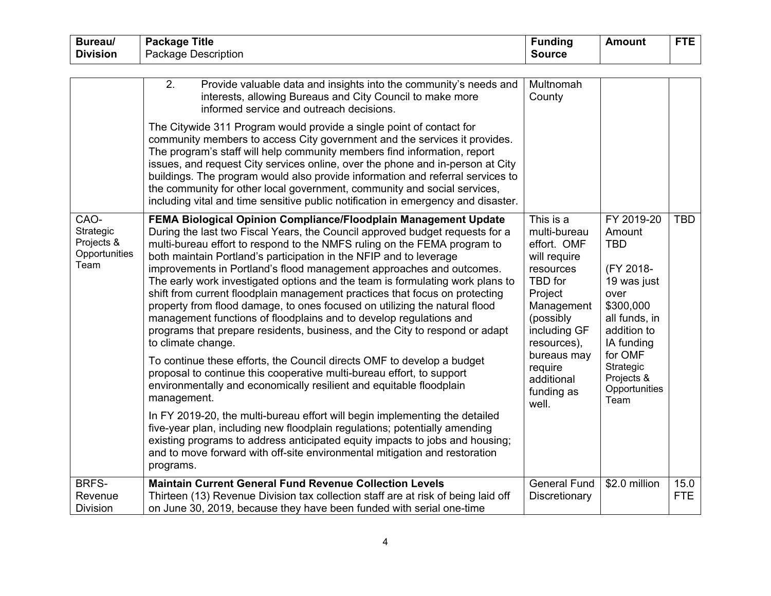| Bureau/ Division | Package Title<br>Package Description | Funding Source | Amount | FTE |
|---|---|---|---|---|
| | 2. Provide valuable data and insights into the community's needs and interests, allowing Bureaus and City Council to make more informed service and outreach decisions.<br><br>The Citywide 311 Program would provide a single point of contact for community members to access City government and the services it provides. The program's staff will help community members find information, report issues, and request City services online, over the phone and in-person at City buildings. The program would also provide information and referral services to the community for other local government, community and social services, including vital and time sensitive public notification in emergency and disaster. | Multnomah County | | |
| CAO- Strategic Projects & Opportunities Team | **FEMA Biological Opinion Compliance/Floodplain Management Update**<br>During the last two Fiscal Years, the Council approved budget requests for a multi-bureau effort to respond to the NMFS ruling on the FEMA program to both maintain Portland's participation in the NFIP and to leverage improvements in Portland's flood management approaches and outcomes. The early work investigated options and the team is formulating work plans to shift from current floodplain management practices that focus on protecting property from flood damage, to ones focused on utilizing the natural flood management functions of floodplains and to develop regulations and programs that prepare residents, business, and the City to respond or adapt to climate change.<br><br>To continue these efforts, the Council directs OMF to develop a budget proposal to continue this cooperative multi-bureau effort, to support environmentally and economically resilient and equitable floodplain management.<br><br>In FY 2019-20, the multi-bureau effort will begin implementing the detailed five-year plan, including new floodplain regulations; potentially amending existing programs to address anticipated equity impacts to jobs and housing; and to move forward with off-site environmental mitigation and restoration programs. | This is a multi-bureau effort. OMF will require resources TBD for Project Management (possibly including GF resources), bureaus may require additional funding as well. | FY 2019-20 Amount TBD<br><br>(FY 2018-19 was just over $300,000 all funds, in addition to IA funding for OMF Strategic Projects & Opportunities Team | TBD |
| BRFS- Revenue Division | **Maintain Current General Fund Revenue Collection Levels**<br>Thirteen (13) Revenue Division tax collection staff are at risk of being laid off on June 30, 2019, because they have been funded with serial one-time | General Fund Discretionary | $2.0 million | 15.0 FTE |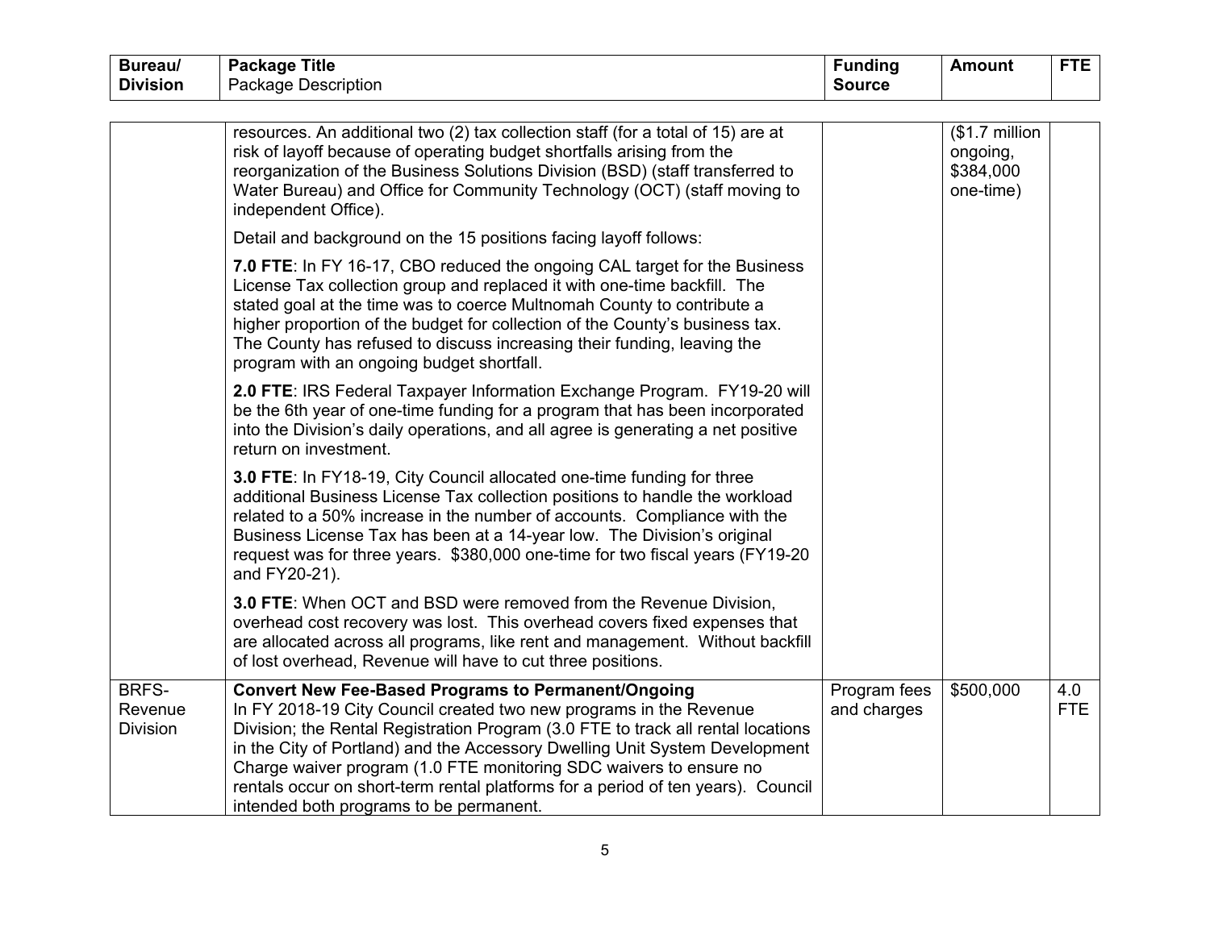| Bureau/ Division | Package Title<br>Package Description | Funding Source | Amount | FTE |
|---|---|---|---|---|
| | resources. An additional two (2) tax collection staff (for a total of 15) are at risk of layoff because of operating budget shortfalls arising from the reorganization of the Business Solutions Division (BSD) (staff transferred to Water Bureau) and Office for Community Technology (OCT) (staff moving to independent Office).<br><br>Detail and background on the 15 positions facing layoff follows:<br><br>**7.0 FTE**: In FY 16-17, CBO reduced the ongoing CAL target for the Business License Tax collection group and replaced it with one-time backfill. The stated goal at the time was to coerce Multnomah County to contribute a higher proportion of the budget for collection of the County's business tax. The County has refused to discuss increasing their funding, leaving the program with an ongoing budget shortfall.<br><br>**2.0 FTE**: IRS Federal Taxpayer Information Exchange Program. FY19-20 will be the 6th year of one-time funding for a program that has been incorporated into the Division's daily operations, and all agree is generating a net positive return on investment.<br><br>**3.0 FTE**: In FY18-19, City Council allocated one-time funding for three additional Business License Tax collection positions to handle the workload related to a 50% increase in the number of accounts. Compliance with the Business License Tax has been at a 14-year low. The Division's original request was for three years. $380,000 one-time for two fiscal years (FY19-20 and FY20-21).<br><br>**3.0 FTE**: When OCT and BSD were removed from the Revenue Division, overhead cost recovery was lost. This overhead covers fixed expenses that are allocated across all programs, like rent and management. Without backfill of lost overhead, Revenue will have to cut three positions. | | ($1.7 million ongoing, $384,000 one-time) | |
| BRFS-Revenue Division | **Convert New Fee-Based Programs to Permanent/Ongoing**<br>In FY 2018-19 City Council created two new programs in the Revenue Division; the Rental Registration Program (3.0 FTE to track all rental locations in the City of Portland) and the Accessory Dwelling Unit System Development Charge waiver program (1.0 FTE monitoring SDC waivers to ensure no rentals occur on short-term rental platforms for a period of ten years). Council intended both programs to be permanent. | Program fees and charges | $500,000 | 4.0 FTE |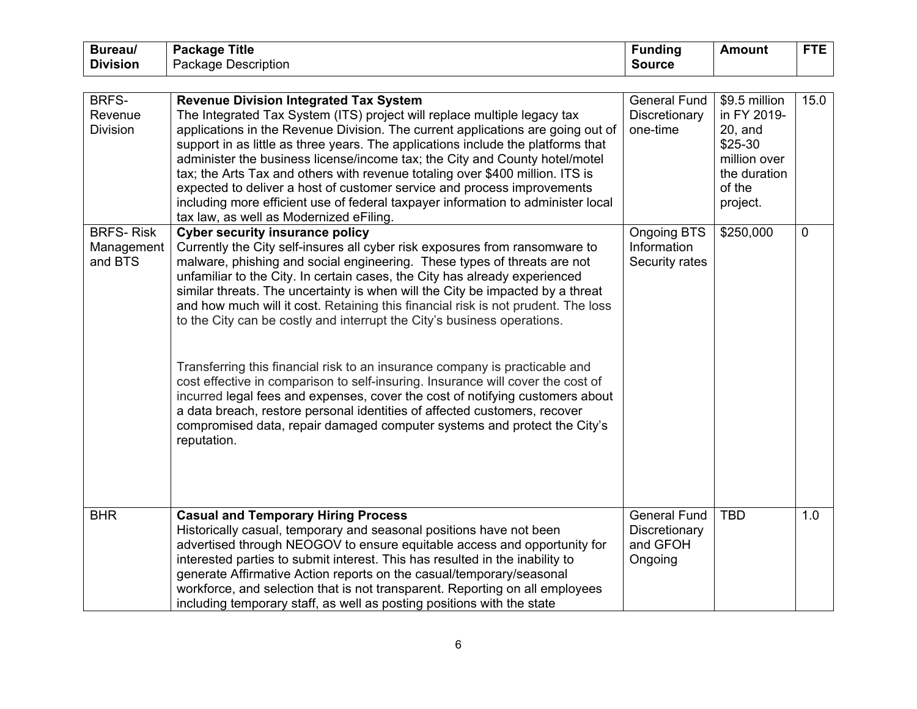| Bureau/ Division | **Package Title** Package Description | Funding Source | Amount | FTE |
|---|---|---|---|---|
| BRFS- Revenue Division | **Revenue Division Integrated Tax System** The Integrated Tax System (ITS) project will replace multiple legacy tax applications in the Revenue Division. The current applications are going out of support in as little as three years. The applications include the platforms that administer the business license/income tax; the City and County hotel/motel tax; the Arts Tax and others with revenue totaling over $400 million. ITS is expected to deliver a host of customer service and process improvements including more efficient use of federal taxpayer information to administer local tax law, as well as Modernized eFiling. | General Fund Discretionary one-time | $9.5 million in FY 2019-20, and $25-30 million over the duration of the project. | 15.0 |
| BRFS- Risk Management and BTS | **Cyber security insurance policy** Currently the City self-insures all cyber risk exposures from ransomware to malware, phishing and social engineering. These types of threats are not unfamiliar to the City. In certain cases, the City has already experienced similar threats. The uncertainty is when will the City be impacted by a threat and how much will it cost. Retaining this financial risk is not prudent. The loss to the City can be costly and interrupt the City's business operations.<br><br>Transferring this financial risk to an insurance company is practicable and cost effective in comparison to self-insuring. Insurance will cover the cost of incurred legal fees and expenses, cover the cost of notifying customers about a data breach, restore personal identities of affected customers, recover compromised data, repair damaged computer systems and protect the City's reputation. | Ongoing BTS Information Security rates | $250,000 | 0 |
| BHR | **Casual and Temporary Hiring Process** Historically casual, temporary and seasonal positions have not been advertised through NEOGOV to ensure equitable access and opportunity for interested parties to submit interest. This has resulted in the inability to generate Affirmative Action reports on the casual/temporary/seasonal workforce, and selection that is not transparent. Reporting on all employees including temporary staff, as well as posting positions with the state | General Fund Discretionary and GFOH Ongoing | TBD | 1.0 |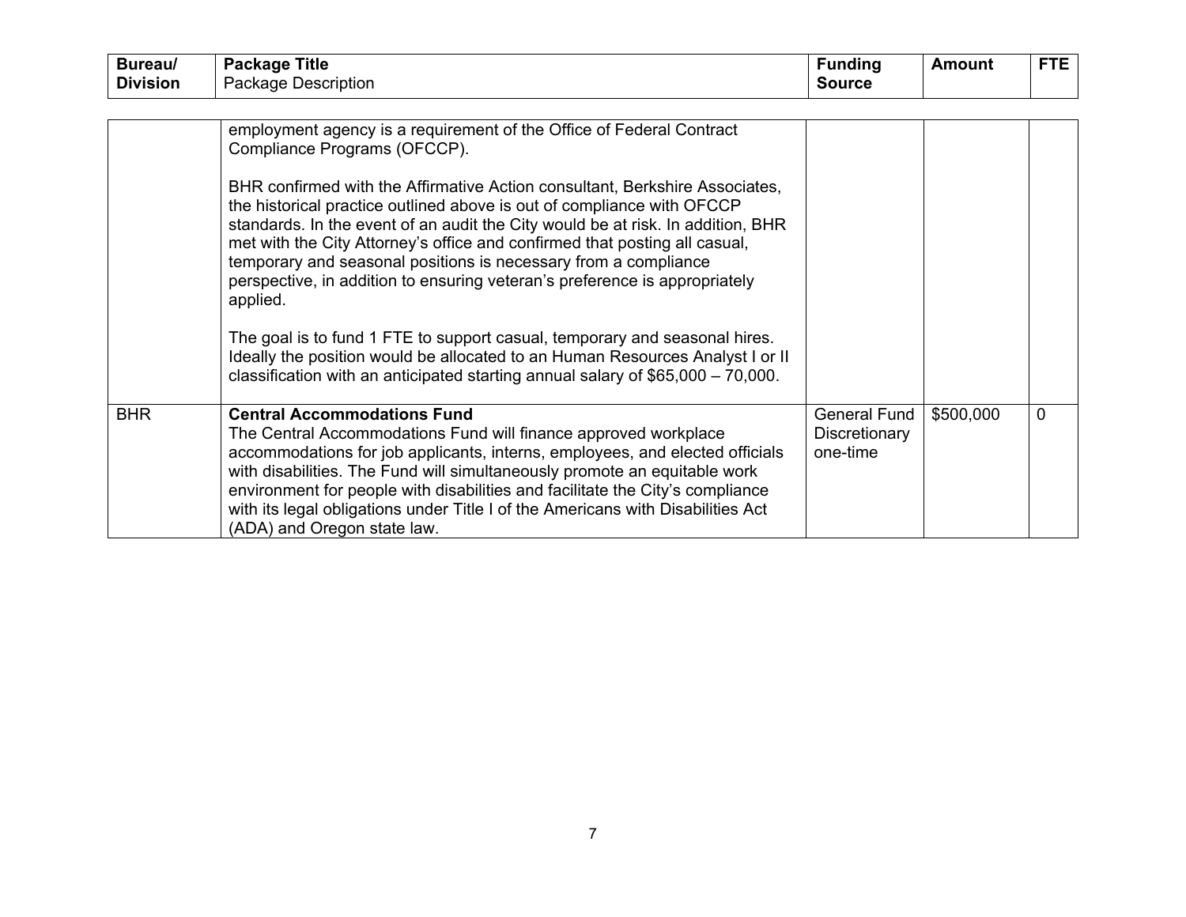| Bureau/ Division | **Package Title** Package Description | Funding Source | Amount | FTE |
|---|---|---|---|---|
| | employment agency is a requirement of the Office of Federal Contract Compliance Programs (OFCCP).<br><br>BHR confirmed with the Affirmative Action consultant, Berkshire Associates, the historical practice outlined above is out of compliance with OFCCP standards. In the event of an audit the City would be at risk. In addition, BHR met with the City Attorney's office and confirmed that posting all casual, temporary and seasonal positions is necessary from a compliance perspective, in addition to ensuring veteran's preference is appropriately applied.<br><br>The goal is to fund 1 FTE to support casual, temporary and seasonal hires. Ideally the position would be allocated to an Human Resources Analyst I or II classification with an anticipated starting annual salary of $65,000 – 70,000. | | | |
| BHR | **Central Accommodations Fund**<br>The Central Accommodations Fund will finance approved workplace accommodations for job applicants, interns, employees, and elected officials with disabilities. The Fund will simultaneously promote an equitable work environment for people with disabilities and facilitate the City's compliance with its legal obligations under Title I of the Americans with Disabilities Act (ADA) and Oregon state law. | General Fund Discretionary one-time | $500,000 | 0 |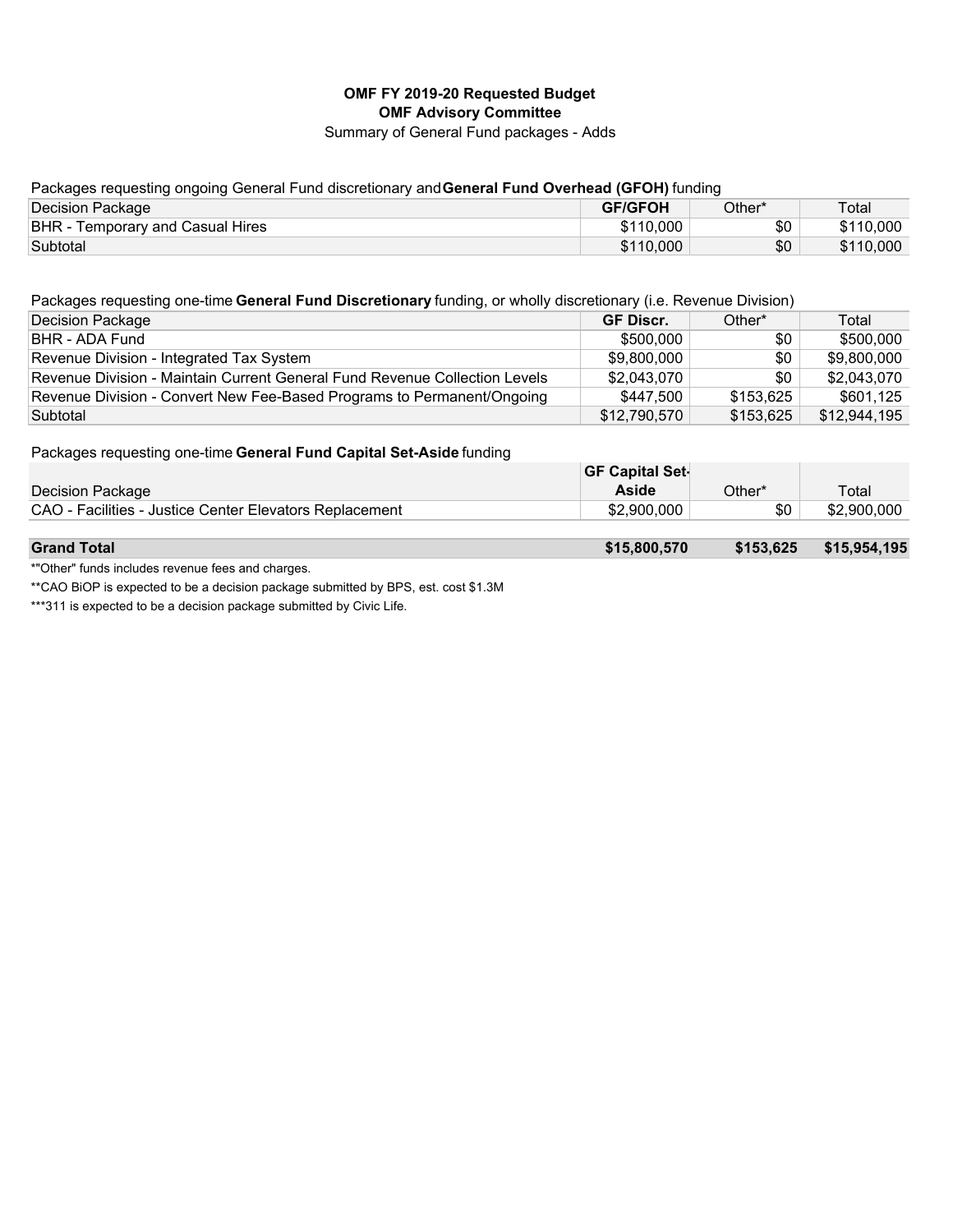**OMF FY 2019-20 Requested Budget**
**OMF Advisory Committee**
Summary of General Fund packages - Adds

Packages requesting ongoing General Fund discretionary and **General Fund Overhead (GFOH)** funding

| Decision Package | GF/GFOH | Other* | Total |
|---|---|---|---|
| BHR - Temporary and Casual Hires | $110,000 | $0 | $110,000 |
| Subtotal | $110,000 | $0 | $110,000 |

Packages requesting one-time **General Fund Discretionary** funding, or wholly discretionary (i.e. Revenue Division)

| Decision Package | GF Discr. | Other* | Total |
|---|---|---|---|
| BHR - ADA Fund | $500,000 | $0 | $500,000 |
| Revenue Division - Integrated Tax System | $9,800,000 | $0 | $9,800,000 |
| Revenue Division - Maintain Current General Fund Revenue Collection Levels | $2,043,070 | $0 | $2,043,070 |
| Revenue Division - Convert New Fee-Based Programs to Permanent/Ongoing | $447,500 | $153,625 | $601,125 |
| Subtotal | $12,790,570 | $153,625 | $12,944,195 |

Packages requesting one-time **General Fund Capital Set-Aside** funding

| Decision Package | GF Capital Set-Aside | Other* | Total |
|---|---|---|---|
| CAO - Facilities - Justice Center Elevators Replacement | $2,900,000 | $0 | $2,900,000 |
| **Grand Total** | **$15,800,570** | **$153,625** | **$15,954,195** |

*"Other" funds includes revenue fees and charges.

**CAO BiOP is expected to be a decision package submitted by BPS, est. cost $1.3M

***311 is expected to be a decision package submitted by Civic Life.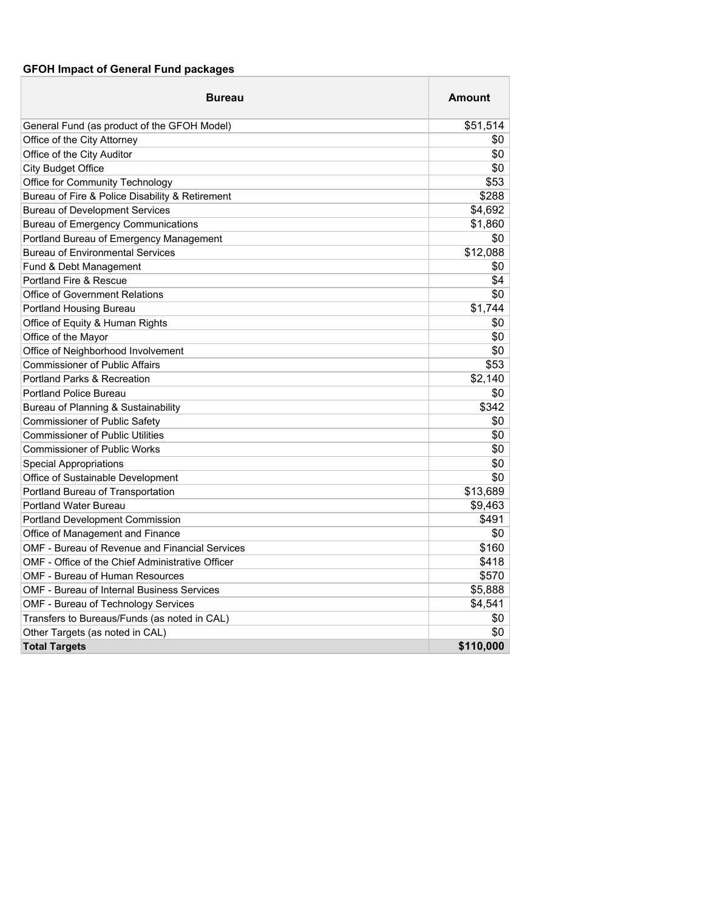**GFOH Impact of General Fund packages**

| Bureau | Amount |
|---|---|
| General Fund (as product of the GFOH Model) | $51,514 |
| Office of the City Attorney | $0 |
| Office of the City Auditor | $0 |
| City Budget Office | $0 |
| Office for Community Technology | $53 |
| Bureau of Fire & Police Disability & Retirement | $288 |
| Bureau of Development Services | $4,692 |
| Bureau of Emergency Communications | $1,860 |
| Portland Bureau of Emergency Management | $0 |
| Bureau of Environmental Services | $12,088 |
| Fund & Debt Management | $0 |
| Portland Fire & Rescue | $4 |
| Office of Government Relations | $0 |
| Portland Housing Bureau | $1,744 |
| Office of Equity & Human Rights | $0 |
| Office of the Mayor | $0 |
| Office of Neighborhood Involvement | $0 |
| Commissioner of Public Affairs | $53 |
| Portland Parks & Recreation | $2,140 |
| Portland Police Bureau | $0 |
| Bureau of Planning & Sustainability | $342 |
| Commissioner of Public Safety | $0 |
| Commissioner of Public Utilities | $0 |
| Commissioner of Public Works | $0 |
| Special Appropriations | $0 |
| Office of Sustainable Development | $0 |
| Portland Bureau of Transportation | $13,689 |
| Portland Water Bureau | $9,463 |
| Portland Development Commission | $491 |
| Office of Management and Finance | $0 |
| OMF - Bureau of Revenue and Financial Services | $160 |
| OMF - Office of the Chief Administrative Officer | $418 |
| OMF - Bureau of Human Resources | $570 |
| OMF - Bureau of Internal Business Services | $5,888 |
| OMF - Bureau of Technology Services | $4,541 |
| Transfers to Bureaus/Funds (as noted in CAL) | $0 |
| Other Targets (as noted in CAL) | $0 |
| **Total Targets** | **$110,000** |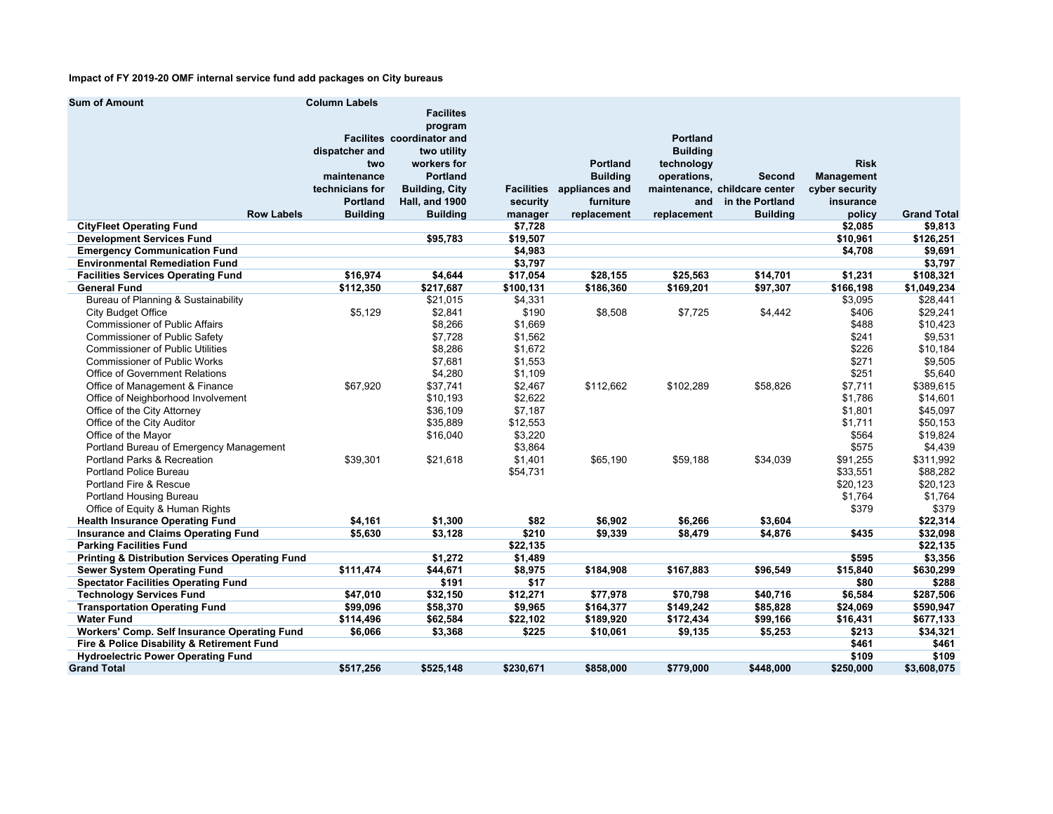**Impact of FY 2019-20 OMF internal service fund add packages on City bureaus**

| Sum of Amount | Column Labels | | | | | | | | |
|---|---|---|---|---|---|---|---|---|---|
| Row Labels | Facilites dispatcher and two maintenance technicians for Portland Building | Facilites program coordinator and two utility workers for Portland Building, City Hall, and 1900 Building | Facilities security manager | Portland Building appliances and furniture replacement | Portland Building technology operations, maintenance, and replacement | Second childcare center in the Portland Building | Risk Management cyber security insurance policy | Grand Total |
| **CityFleet Operating Fund** | | | **$7,728** | | | | **$2,085** | **$9,813** |
| **Development Services Fund** | | **$95,783** | **$19,507** | | | | **$10,961** | **$126,251** |
| **Emergency Communication Fund** | | | **$4,983** | | | | **$4,708** | **$9,691** |
| **Environmental Remediation Fund** | | | **$3,797** | | | | | **$3,797** |
| **Facilities Services Operating Fund** | **$16,974** | **$4,644** | **$17,054** | **$28,155** | **$25,563** | **$14,701** | **$1,231** | **$108,321** |
| **General Fund** | **$112,350** | **$217,687** | **$100,131** | **$186,360** | **$169,201** | **$97,307** | **$166,198** | **$1,049,234** |
| Bureau of Planning & Sustainability | | $21,015 | $4,331 | | | | $3,095 | $28,441 |
| City Budget Office | $5,129 | $2,841 | $190 | $8,508 | $7,725 | $4,442 | $406 | $29,241 |
| Commissioner of Public Affairs | | $8,266 | $1,669 | | | | $488 | $10,423 |
| Commissioner of Public Safety | | $7,728 | $1,562 | | | | $241 | $9,531 |
| Commissioner of Public Utilities | | $8,286 | $1,672 | | | | $226 | $10,184 |
| Commissioner of Public Works | | $7,681 | $1,553 | | | | $271 | $9,505 |
| Office of Government Relations | | $4,280 | $1,109 | | | | $251 | $5,640 |
| Office of Management & Finance | $67,920 | $37,741 | $2,467 | $112,662 | $102,289 | $58,826 | $7,711 | $389,615 |
| Office of Neighborhood Involvement | | $10,193 | $2,622 | | | | $1,786 | $14,601 |
| Office of the City Attorney | | $36,109 | $7,187 | | | | $1,801 | $45,097 |
| Office of the City Auditor | | $35,889 | $12,553 | | | | $1,711 | $50,153 |
| Office of the Mayor | | $16,040 | $3,220 | | | | $564 | $19,824 |
| Portland Bureau of Emergency Management | | | $3,864 | | | | $575 | $4,439 |
| Portland Parks & Recreation | $39,301 | $21,618 | $1,401 | $65,190 | $59,188 | $34,039 | $91,255 | $311,992 |
| Portland Police Bureau | | | $54,731 | | | | $33,551 | $88,282 |
| Portland Fire & Rescue | | | | | | | $20,123 | $20,123 |
| Portland Housing Bureau | | | | | | | $1,764 | $1,764 |
| Office of Equity & Human Rights | | | | | | | $379 | $379 |
| **Health Insurance Operating Fund** | **$4,161** | **$1,300** | **$82** | **$6,902** | **$6,266** | **$3,604** | | **$22,314** |
| **Insurance and Claims Operating Fund** | **$5,630** | **$3,128** | **$210** | **$9,339** | **$8,479** | **$4,876** | **$435** | **$32,098** |
| **Parking Facilities Fund** | | | **$22,135** | | | | | **$22,135** |
| **Printing & Distribution Services Operating Fund** | | **$1,272** | **$1,489** | | | | **$595** | **$3,356** |
| **Sewer System Operating Fund** | **$111,474** | **$44,671** | **$8,975** | **$184,908** | **$167,883** | **$96,549** | **$15,840** | **$630,299** |
| **Spectator Facilities Operating Fund** | | **$191** | **$17** | | | | **$80** | **$288** |
| **Technology Services Fund** | **$47,010** | **$32,150** | **$12,271** | **$77,978** | **$70,798** | **$40,716** | **$6,584** | **$287,506** |
| **Transportation Operating Fund** | **$99,096** | **$58,370** | **$9,965** | **$164,377** | **$149,242** | **$85,828** | **$24,069** | **$590,947** |
| **Water Fund** | **$114,496** | **$62,584** | **$22,102** | **$189,920** | **$172,434** | **$99,166** | **$16,431** | **$677,133** |
| **Workers' Comp. Self Insurance Operating Fund** | **$6,066** | **$3,368** | **$225** | **$10,061** | **$9,135** | **$5,253** | **$213** | **$34,321** |
| **Fire & Police Disability & Retirement Fund** | | | | | | | **$461** | **$461** |
| **Hydroelectric Power Operating Fund** | | | | | | | **$109** | **$109** |
| **Grand Total** | **$517,256** | **$525,148** | **$230,671** | **$858,000** | **$779,000** | **$448,000** | **$250,000** | **$3,608,075** |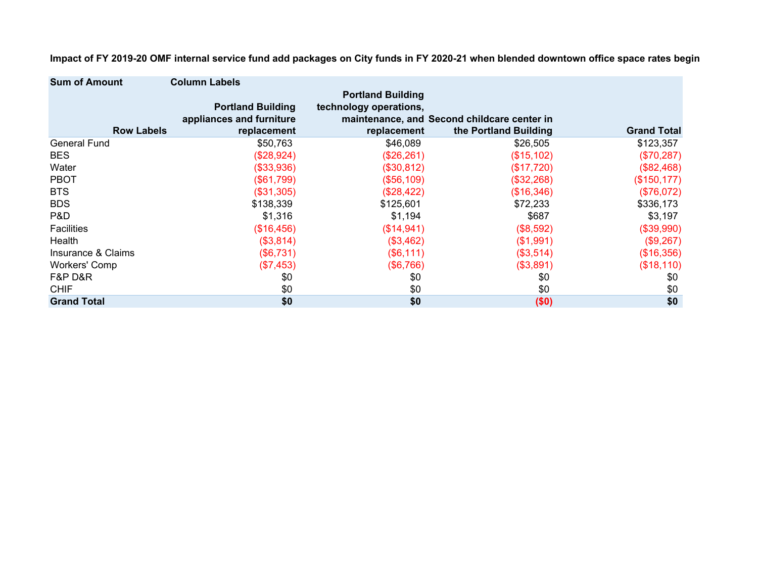**Impact of FY 2019-20 OMF internal service fund add packages on City funds in FY 2020-21 when blended downtown office space rates begin**

| Sum of Amount | Column Labels | | | |
|---|---|---|---|---|
| Row Labels | Portland Building appliances and furniture replacement | Portland Building technology operations, maintenance, and replacement | Second childcare center in the Portland Building | Grand Total |
| General Fund | $50,763 | $46,089 | $26,505 | $123,357 |
| BES | ($28,924) | ($26,261) | ($15,102) | ($70,287) |
| Water | ($33,936) | ($30,812) | ($17,720) | ($82,468) |
| PBOT | ($61,799) | ($56,109) | ($32,268) | ($150,177) |
| BTS | ($31,305) | ($28,422) | ($16,346) | ($76,072) |
| BDS | $138,339 | $125,601 | $72,233 | $336,173 |
| P&D | $1,316 | $1,194 | $687 | $3,197 |
| Facilities | ($16,456) | ($14,941) | ($8,592) | ($39,990) |
| Health | ($3,814) | ($3,462) | ($1,991) | ($9,267) |
| Insurance & Claims | ($6,731) | ($6,111) | ($3,514) | ($16,356) |
| Workers' Comp | ($7,453) | ($6,766) | ($3,891) | ($18,110) |
| F&P D&R | $0 | $0 | $0 | $0 |
| CHIF | $0 | $0 | $0 | $0 |
| **Grand Total** | **$0** | **$0** | **($0)** | **$0** |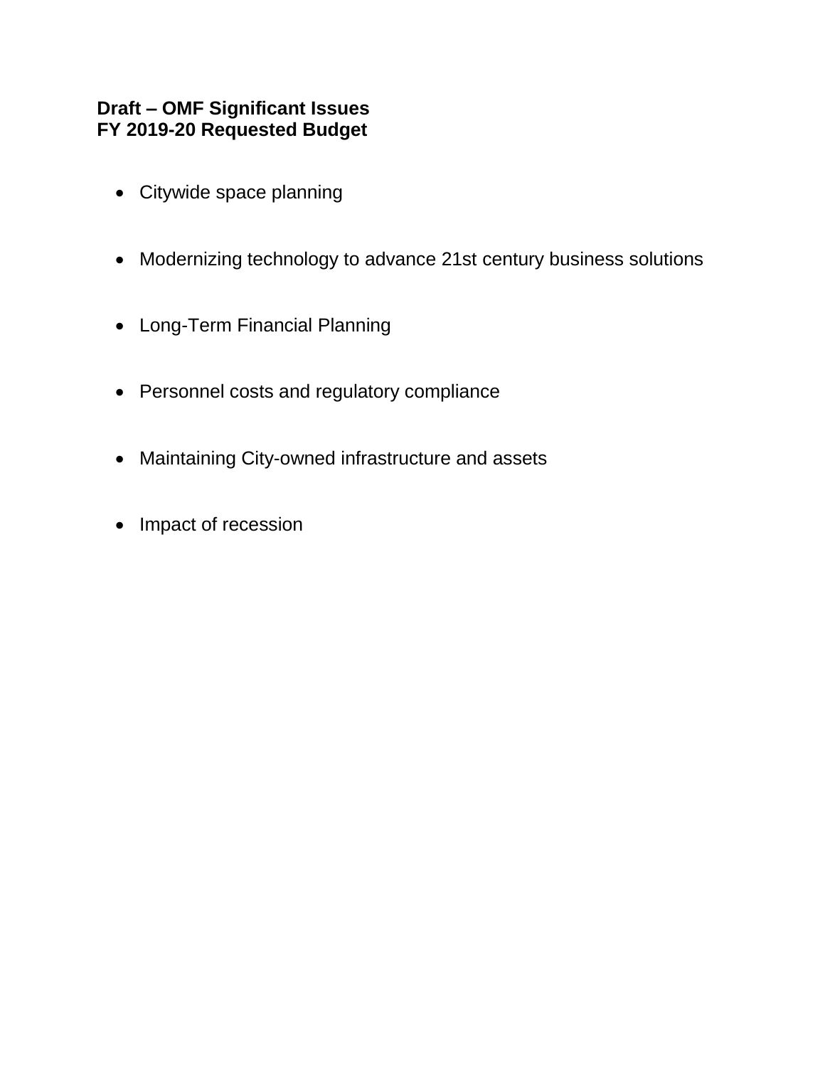**Draft – OMF Significant Issues**
**FY 2019-20 Requested Budget**

- Citywide space planning
- Modernizing technology to advance 21st century business solutions
- Long-Term Financial Planning
- Personnel costs and regulatory compliance
- Maintaining City-owned infrastructure and assets
- Impact of recession